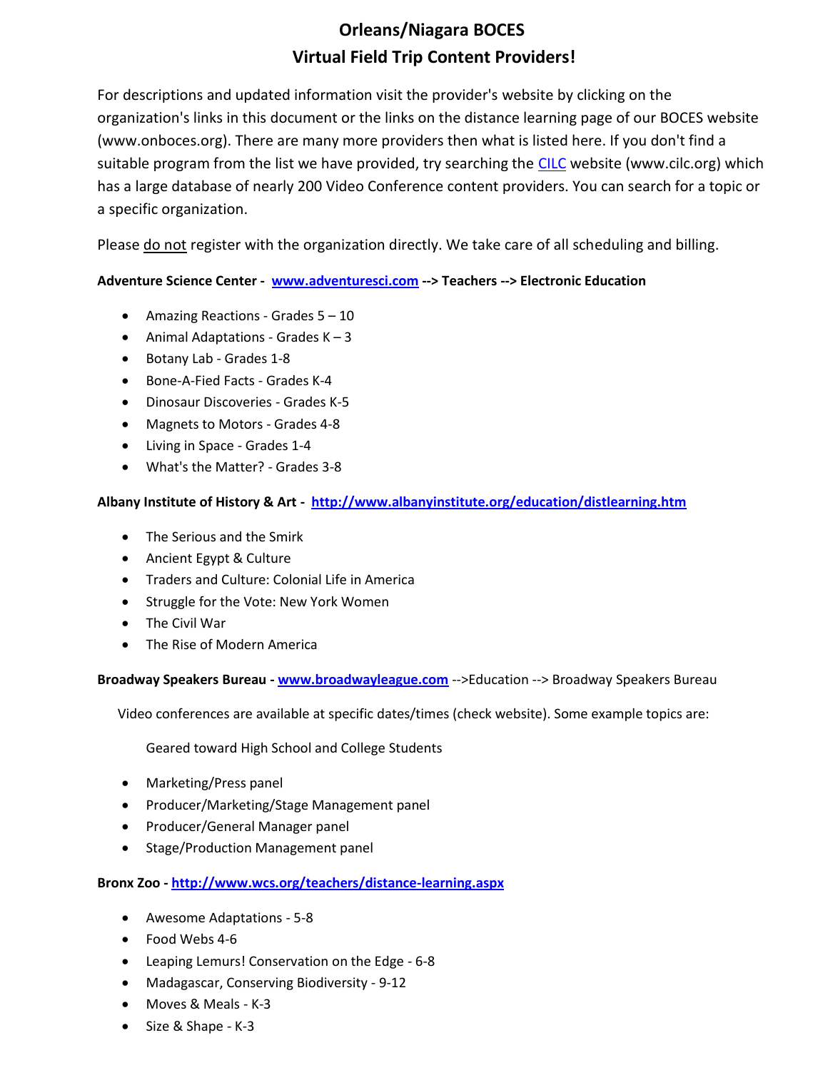# Orleans/Niagara BOCES
## Virtual Field Trip Content Providers!

For descriptions and updated information visit the provider's website by clicking on the organization's links in this document or the links on the distance learning page of our BOCES website (www.onboces.org). There are many more providers then what is listed here. If you don't find a suitable program from the list we have provided, try searching the [CILC](www.cilc.org) website (www.cilc.org) which has a large database of nearly 200 Video Conference content providers. You can search for a topic or a specific organization.

Please do not register with the organization directly. We take care of all scheduling and billing.

**Adventure Science Center - [www.adventuresci.com](www.adventuresci.com) --> Teachers --> Electronic Education**

- Amazing Reactions - Grades 5 – 10
- Animal Adaptations - Grades K – 3
- Botany Lab - Grades 1-8
- Bone-A-Fied Facts - Grades K-4
- Dinosaur Discoveries - Grades K-5
- Magnets to Motors - Grades 4-8
- Living in Space - Grades 1-4
- What's the Matter? - Grades 3-8

**Albany Institute of History & Art - [http://www.albanyinstitute.org/education/distlearning.htm](http://www.albanyinstitute.org/education/distlearning.htm)**

- The Serious and the Smirk
- Ancient Egypt & Culture
- Traders and Culture: Colonial Life in America
- Struggle for the Vote: New York Women
- The Civil War
- The Rise of Modern America

**Broadway Speakers Bureau - [www.broadwayleague.com](www.broadwayleague.com)** -->Education --> Broadway Speakers Bureau

Video conferences are available at specific dates/times (check website). Some example topics are:

Geared toward High School and College Students

- Marketing/Press panel
- Producer/Marketing/Stage Management panel
- Producer/General Manager panel
- Stage/Production Management panel

**Bronx Zoo - [http://www.wcs.org/teachers/distance-learning.aspx](http://www.wcs.org/teachers/distance-learning.aspx)**

- Awesome Adaptations - 5-8
- Food Webs 4-6
- Leaping Lemurs! Conservation on the Edge - 6-8
- Madagascar, Conserving Biodiversity - 9-12
- Moves & Meals - K-3
- Size & Shape - K-3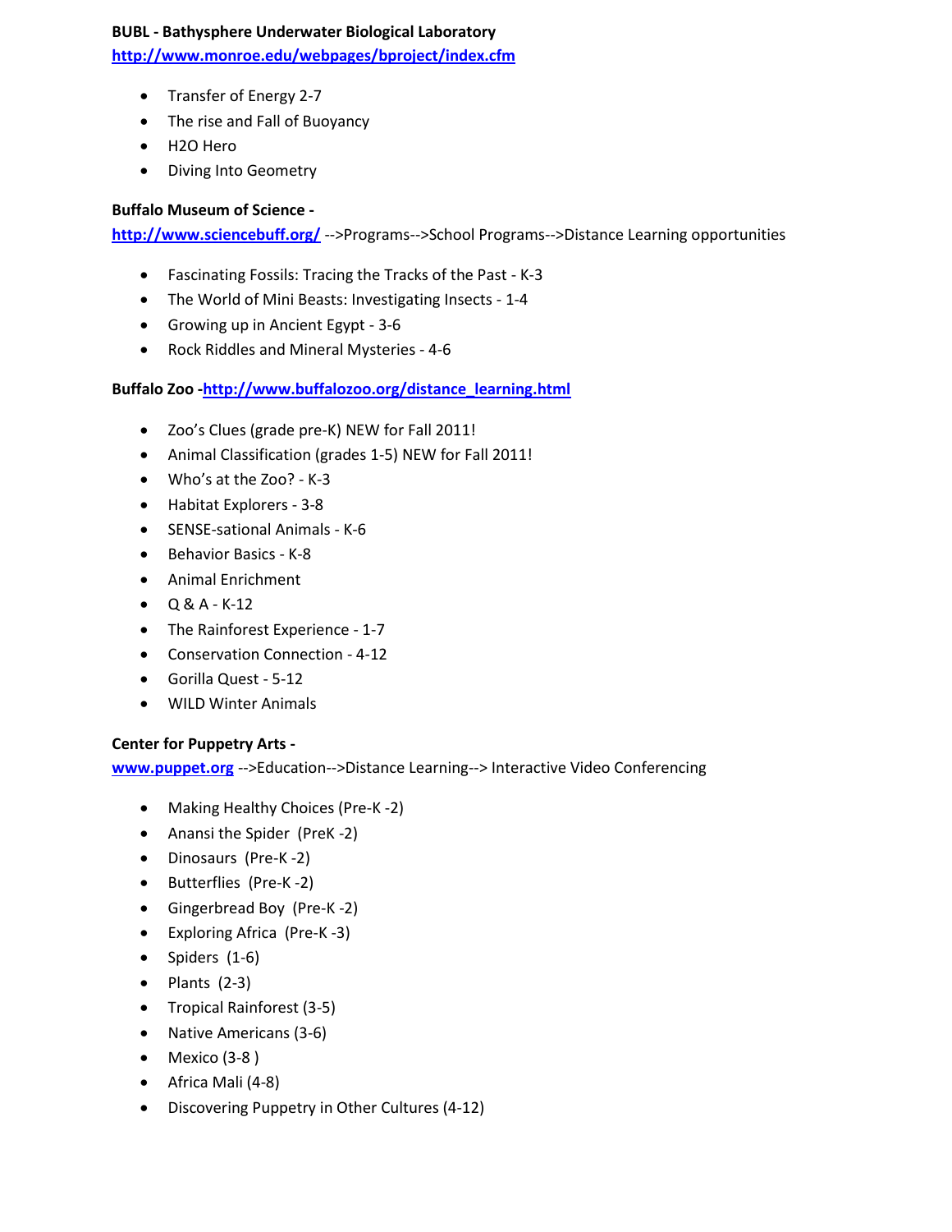**BUBL - Bathysphere Underwater Biological Laboratory**
**http://www.monroe.edu/webpages/bproject/index.cfm**

- Transfer of Energy 2-7
- The rise and Fall of Buoyancy
- H2O Hero
- Diving Into Geometry

**Buffalo Museum of Science -**
**http://www.sciencebuff.org/** -->Programs-->School Programs-->Distance Learning opportunities

- Fascinating Fossils: Tracing the Tracks of the Past - K-3
- The World of Mini Beasts: Investigating Insects - 1-4
- Growing up in Ancient Egypt - 3-6
- Rock Riddles and Mineral Mysteries - 4-6

**Buffalo Zoo -http://www.buffalozoo.org/distance_learning.html**

- Zoo's Clues (grade pre-K) NEW for Fall 2011!
- Animal Classification (grades 1-5) NEW for Fall 2011!
- Who's at the Zoo? - K-3
- Habitat Explorers - 3-8
- SENSE-sational Animals - K-6
- Behavior Basics - K-8
- Animal Enrichment
- Q & A - K-12
- The Rainforest Experience - 1-7
- Conservation Connection - 4-12
- Gorilla Quest - 5-12
- WILD Winter Animals

**Center for Puppetry Arts -**
**www.puppet.org** -->Education-->Distance Learning--> Interactive Video Conferencing

- Making Healthy Choices (Pre-K -2)
- Anansi the Spider (PreK -2)
- Dinosaurs (Pre-K -2)
- Butterflies (Pre-K -2)
- Gingerbread Boy (Pre-K -2)
- Exploring Africa (Pre-K -3)
- Spiders (1-6)
- Plants (2-3)
- Tropical Rainforest (3-5)
- Native Americans (3-6)
- Mexico (3-8 )
- Africa Mali (4-8)
- Discovering Puppetry in Other Cultures (4-12)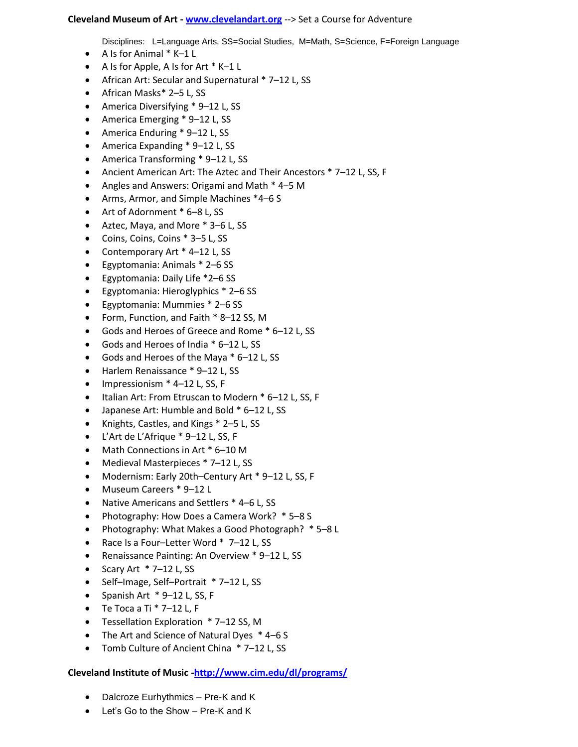**Cleveland Museum of Art - www.clevelandart.org --> Set a Course for Adventure**

Disciplines: L=Language Arts, SS=Social Studies, M=Math, S=Science, F=Foreign Language

- A Is for Animal * K–1 L
- A Is for Apple, A Is for Art * K–1 L
- African Art: Secular and Supernatural * 7–12 L, SS
- African Masks* 2–5 L, SS
- America Diversifying * 9–12 L, SS
- America Emerging * 9–12 L, SS
- America Enduring * 9–12 L, SS
- America Expanding * 9–12 L, SS
- America Transforming * 9–12 L, SS
- Ancient American Art: The Aztec and Their Ancestors * 7–12 L, SS, F
- Angles and Answers: Origami and Math * 4–5 M
- Arms, Armor, and Simple Machines *4–6 S
- Art of Adornment * 6–8 L, SS
- Aztec, Maya, and More * 3–6 L, SS
- Coins, Coins, Coins * 3–5 L, SS
- Contemporary Art * 4–12 L, SS
- Egyptomania: Animals * 2–6 SS
- Egyptomania: Daily Life *2–6 SS
- Egyptomania: Hieroglyphics * 2–6 SS
- Egyptomania: Mummies * 2–6 SS
- Form, Function, and Faith * 8–12 SS, M
- Gods and Heroes of Greece and Rome * 6–12 L, SS
- Gods and Heroes of India * 6–12 L, SS
- Gods and Heroes of the Maya * 6–12 L, SS
- Harlem Renaissance * 9–12 L, SS
- Impressionism * 4–12 L, SS, F
- Italian Art: From Etruscan to Modern * 6–12 L, SS, F
- Japanese Art: Humble and Bold * 6–12 L, SS
- Knights, Castles, and Kings * 2–5 L, SS
- L'Art de L'Afrique * 9–12 L, SS, F
- Math Connections in Art * 6–10 M
- Medieval Masterpieces * 7–12 L, SS
- Modernism: Early 20th–Century Art * 9–12 L, SS, F
- Museum Careers * 9–12 L
- Native Americans and Settlers * 4–6 L, SS
- Photography: How Does a Camera Work? * 5–8 S
- Photography: What Makes a Good Photograph? * 5–8 L
- Race Is a Four–Letter Word * 7–12 L, SS
- Renaissance Painting: An Overview * 9–12 L, SS
- Scary Art * 7–12 L, SS
- Self–Image, Self–Portrait * 7–12 L, SS
- Spanish Art * 9–12 L, SS, F
- Te Toca a Ti * 7–12 L, F
- Tessellation Exploration * 7–12 SS, M
- The Art and Science of Natural Dyes * 4–6 S
- Tomb Culture of Ancient China * 7–12 L, SS

**Cleveland Institute of Music - http://www.cim.edu/dl/programs/**

- Dalcroze Eurhythmics – Pre-K and K
- Let's Go to the Show – Pre-K and K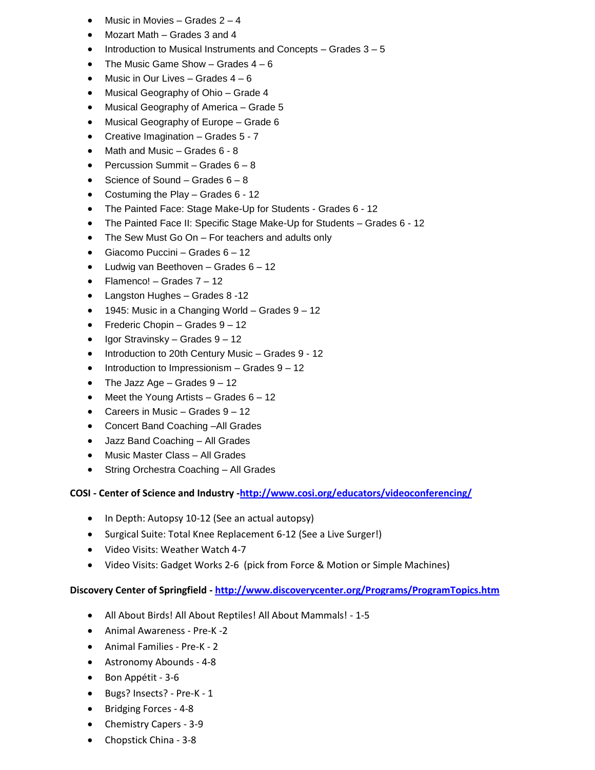- Music in Movies – Grades 2 – 4
- Mozart Math – Grades 3 and 4
- Introduction to Musical Instruments and Concepts – Grades 3 – 5
- The Music Game Show – Grades 4 – 6
- Music in Our Lives – Grades 4 – 6
- Musical Geography of Ohio – Grade 4
- Musical Geography of America – Grade 5
- Musical Geography of Europe – Grade 6
- Creative Imagination – Grades 5 - 7
- Math and Music – Grades 6 - 8
- Percussion Summit – Grades 6 – 8
- Science of Sound – Grades 6 – 8
- Costuming the Play – Grades 6 - 12
- The Painted Face: Stage Make-Up for Students - Grades 6 - 12
- The Painted Face II: Specific Stage Make-Up for Students – Grades 6 - 12
- The Sew Must Go On – For teachers and adults only
- Giacomo Puccini – Grades 6 – 12
- Ludwig van Beethoven – Grades 6 – 12
- Flamenco! – Grades 7 – 12
- Langston Hughes – Grades 8 -12
- 1945: Music in a Changing World – Grades 9 – 12
- Frederic Chopin – Grades 9 – 12
- Igor Stravinsky – Grades 9 – 12
- Introduction to 20th Century Music – Grades 9 - 12
- Introduction to Impressionism – Grades 9 – 12
- The Jazz Age – Grades 9 – 12
- Meet the Young Artists – Grades 6 – 12
- Careers in Music – Grades 9 – 12
- Concert Band Coaching –All Grades
- Jazz Band Coaching – All Grades
- Music Master Class – All Grades
- String Orchestra Coaching – All Grades

**COSI - Center of Science and Industry -http://www.cosi.org/educators/videoconferencing/**

- In Depth: Autopsy 10-12 (See an actual autopsy)
- Surgical Suite: Total Knee Replacement 6-12 (See a Live Surger!)
- Video Visits: Weather Watch 4-7
- Video Visits: Gadget Works 2-6 (pick from Force & Motion or Simple Machines)

**Discovery Center of Springfield - http://www.discoverycenter.org/Programs/ProgramTopics.htm**

- All About Birds! All About Reptiles! All About Mammals! - 1-5
- Animal Awareness - Pre-K -2
- Animal Families - Pre-K - 2
- Astronomy Abounds - 4-8
- Bon Appétit - 3-6
- Bugs? Insects? - Pre-K - 1
- Bridging Forces - 4-8
- Chemistry Capers - 3-9
- Chopstick China - 3-8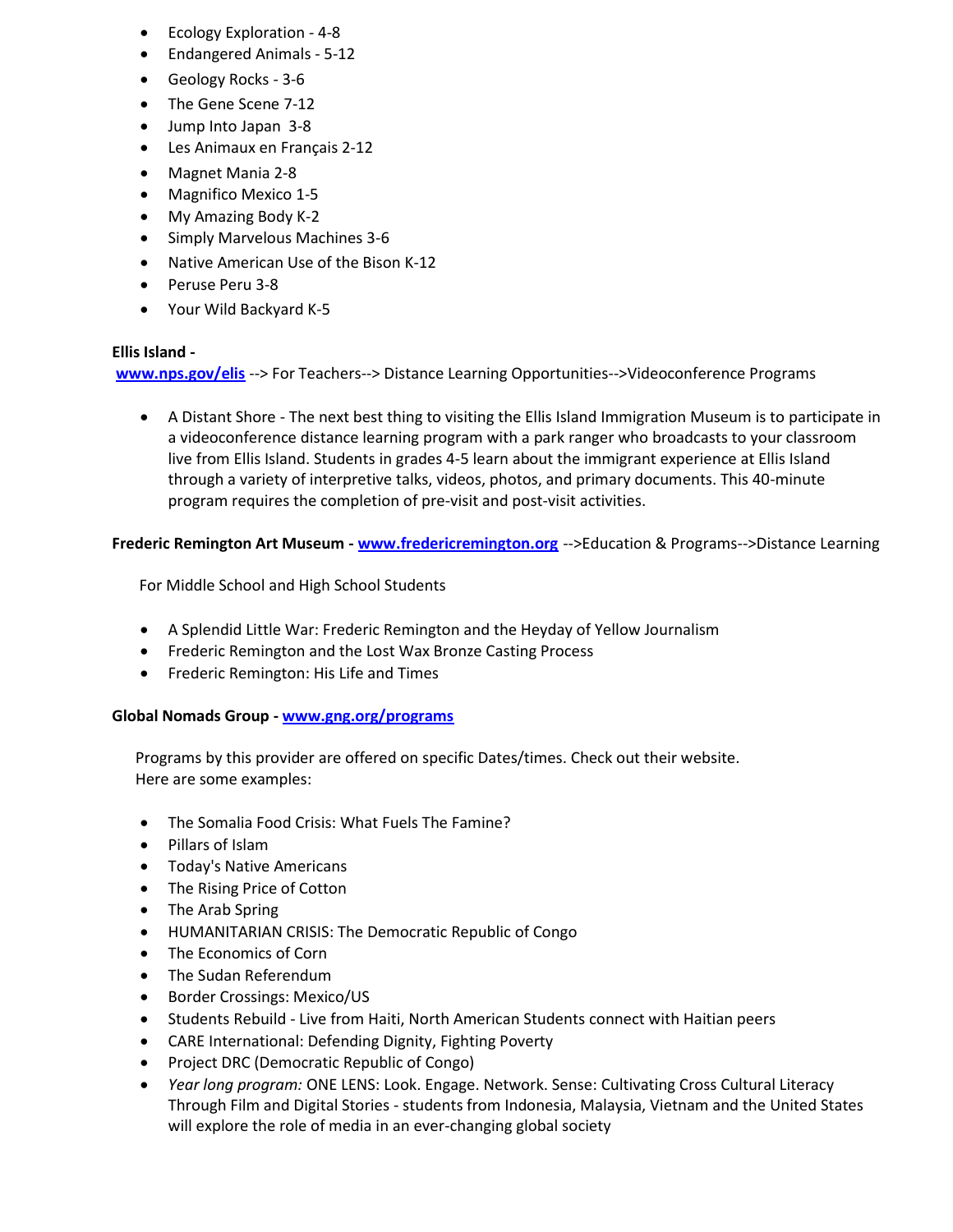- Ecology Exploration - 4-8
- Endangered Animals - 5-12
- Geology Rocks - 3-6
- The Gene Scene 7-12
- Jump Into Japan 3-8
- Les Animaux en Français 2-12
- Magnet Mania 2-8
- Magnifico Mexico 1-5
- My Amazing Body K-2
- Simply Marvelous Machines 3-6
- Native American Use of the Bison K-12
- Peruse Peru 3-8
- Your Wild Backyard K-5

**Ellis Island -**
[www.nps.gov/elis](www.nps.gov/elis) --> For Teachers--> Distance Learning Opportunities-->Videoconference Programs

- A Distant Shore - The next best thing to visiting the Ellis Island Immigration Museum is to participate in a videoconference distance learning program with a park ranger who broadcasts to your classroom live from Ellis Island. Students in grades 4-5 learn about the immigrant experience at Ellis Island through a variety of interpretive talks, videos, photos, and primary documents. This 40-minute program requires the completion of pre-visit and post-visit activities.

**Frederic Remington Art Museum -** [www.fredericremington.org](www.fredericremington.org) -->Education & Programs-->Distance Learning

For Middle School and High School Students

- A Splendid Little War: Frederic Remington and the Heyday of Yellow Journalism
- Frederic Remington and the Lost Wax Bronze Casting Process
- Frederic Remington: His Life and Times

**Global Nomads Group -** [www.gng.org/programs](www.gng.org/programs)

Programs by this provider are offered on specific Dates/times. Check out their website.
Here are some examples:

- The Somalia Food Crisis: What Fuels The Famine?
- Pillars of Islam
- Today's Native Americans
- The Rising Price of Cotton
- The Arab Spring
- HUMANITARIAN CRISIS: The Democratic Republic of Congo
- The Economics of Corn
- The Sudan Referendum
- Border Crossings: Mexico/US
- Students Rebuild - Live from Haiti, North American Students connect with Haitian peers
- CARE International: Defending Dignity, Fighting Poverty
- Project DRC (Democratic Republic of Congo)
- *Year long program:* ONE LENS: Look. Engage. Network. Sense: Cultivating Cross Cultural Literacy Through Film and Digital Stories - students from Indonesia, Malaysia, Vietnam and the United States will explore the role of media in an ever-changing global society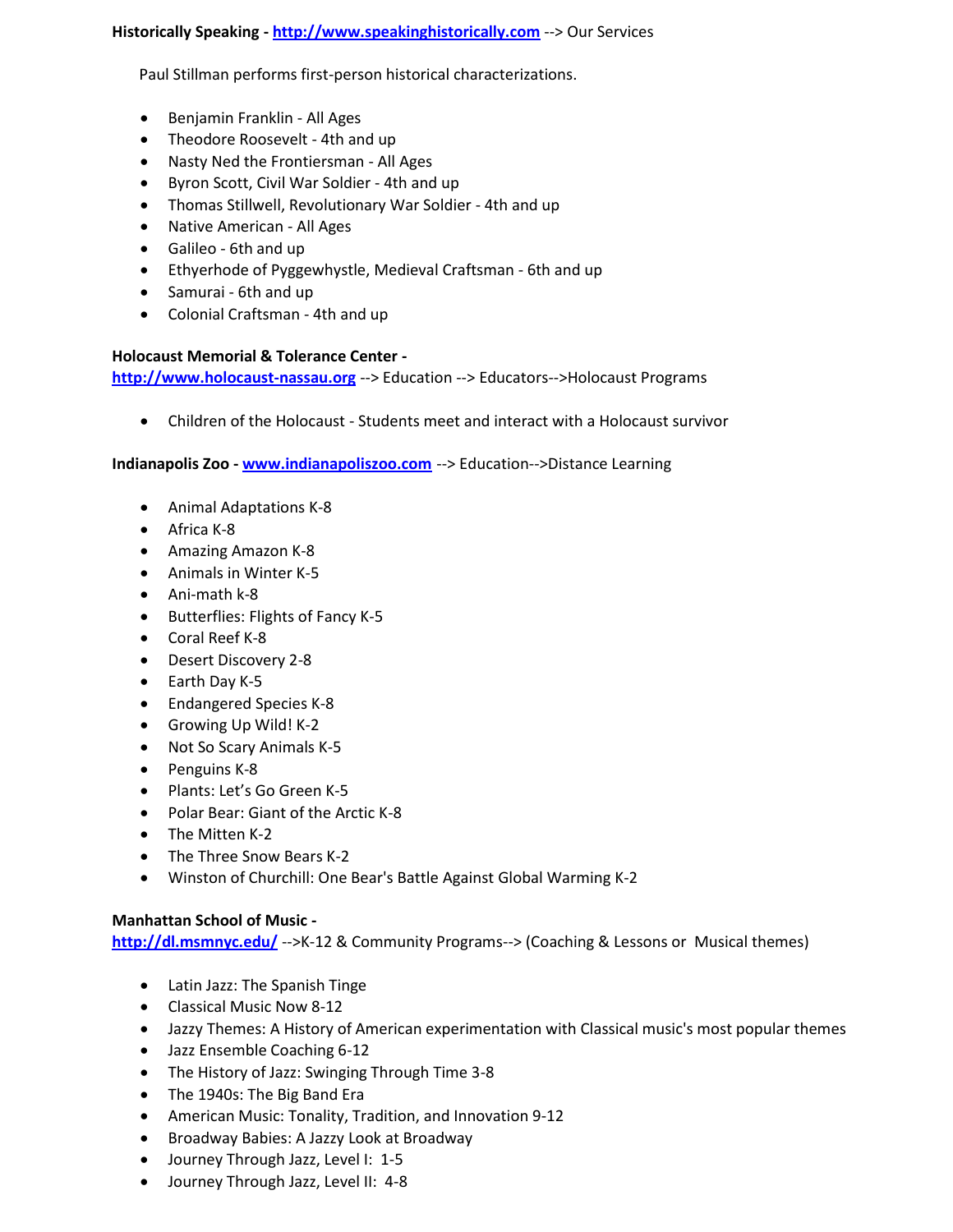**Historically Speaking - [http://www.speakinghistorically.com](http://www.speakinghistorically.com)** --> Our Services

Paul Stillman performs first-person historical characterizations.

- Benjamin Franklin - All Ages
- Theodore Roosevelt - 4th and up
- Nasty Ned the Frontiersman - All Ages
- Byron Scott, Civil War Soldier - 4th and up
- Thomas Stillwell, Revolutionary War Soldier - 4th and up
- Native American - All Ages
- Galileo - 6th and up
- Ethyerhode of Pyggewhystle, Medieval Craftsman - 6th and up
- Samurai - 6th and up
- Colonial Craftsman - 4th and up

**Holocaust Memorial & Tolerance Center -**
**[http://www.holocaust-nassau.org](http://www.holocaust-nassau.org)** --> Education --> Educators-->Holocaust Programs

- Children of the Holocaust - Students meet and interact with a Holocaust survivor

**Indianapolis Zoo - [www.indianapoliszoo.com](www.indianapoliszoo.com)** --> Education-->Distance Learning

- Animal Adaptations K-8
- Africa K-8
- Amazing Amazon K-8
- Animals in Winter K-5
- Ani-math k-8
- Butterflies: Flights of Fancy K-5
- Coral Reef K-8
- Desert Discovery 2-8
- Earth Day K-5
- Endangered Species K-8
- Growing Up Wild! K-2
- Not So Scary Animals K-5
- Penguins K-8
- Plants: Let's Go Green K-5
- Polar Bear: Giant of the Arctic K-8
- The Mitten K-2
- The Three Snow Bears K-2
- Winston of Churchill: One Bear's Battle Against Global Warming K-2

**Manhattan School of Music -**
**[http://dl.msmnyc.edu/](http://dl.msmnyc.edu/)** -->K-12 & Community Programs--> (Coaching & Lessons or Musical themes)

- Latin Jazz: The Spanish Tinge
- Classical Music Now 8-12
- Jazzy Themes: A History of American experimentation with Classical music's most popular themes
- Jazz Ensemble Coaching 6-12
- The History of Jazz: Swinging Through Time 3-8
- The 1940s: The Big Band Era
- American Music: Tonality, Tradition, and Innovation 9-12
- Broadway Babies: A Jazzy Look at Broadway
- Journey Through Jazz, Level I: 1-5
- Journey Through Jazz, Level II: 4-8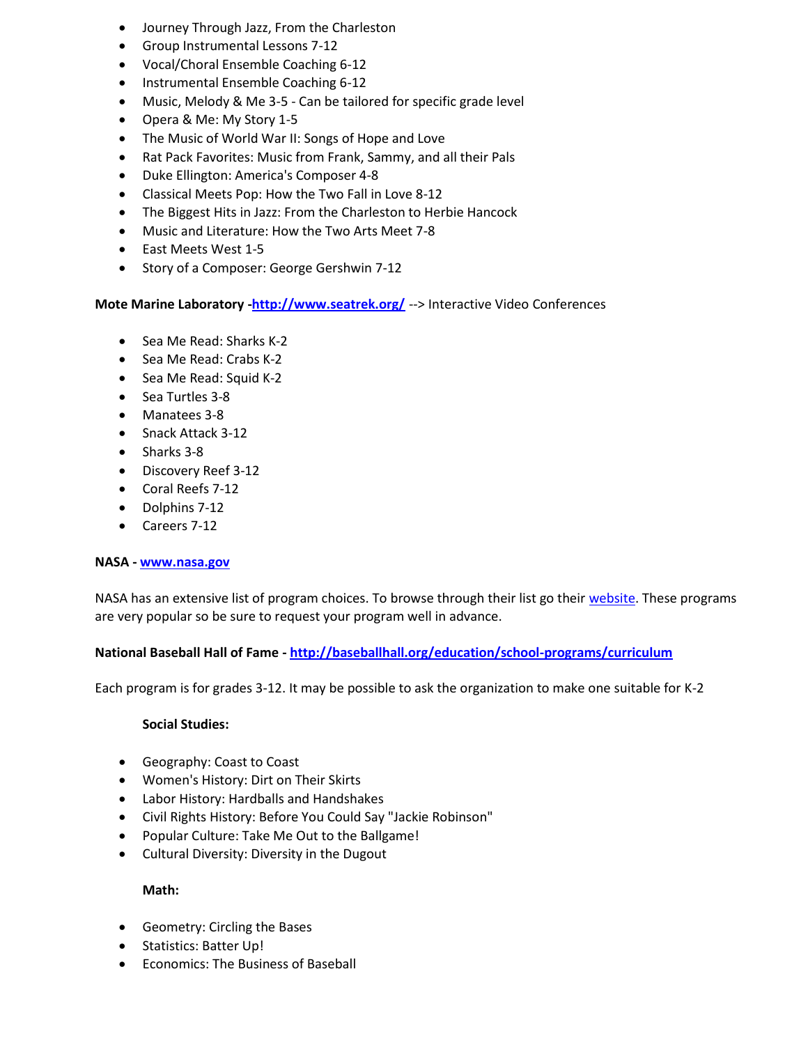- Journey Through Jazz, From the Charleston
- Group Instrumental Lessons 7-12
- Vocal/Choral Ensemble Coaching 6-12
- Instrumental Ensemble Coaching 6-12
- Music, Melody & Me 3-5 - Can be tailored for specific grade level
- Opera & Me: My Story 1-5
- The Music of World War II: Songs of Hope and Love
- Rat Pack Favorites: Music from Frank, Sammy, and all their Pals
- Duke Ellington: America's Composer 4-8
- Classical Meets Pop: How the Two Fall in Love 8-12
- The Biggest Hits in Jazz: From the Charleston to Herbie Hancock
- Music and Literature: How the Two Arts Meet 7-8
- East Meets West 1-5
- Story of a Composer: George Gershwin 7-12

**Mote Marine Laboratory -[http://www.seatrek.org/](http://www.seatrek.org/)** --> Interactive Video Conferences

- Sea Me Read: Sharks K-2
- Sea Me Read: Crabs K-2
- Sea Me Read: Squid K-2
- Sea Turtles 3-8
- Manatees 3-8
- Snack Attack 3-12
- Sharks 3-8
- Discovery Reef 3-12
- Coral Reefs 7-12
- Dolphins 7-12
- Careers 7-12

**NASA - [www.nasa.gov](http://www.nasa.gov)**

NASA has an extensive list of program choices. To browse through their list go their website. These programs are very popular so be sure to request your program well in advance.

**National Baseball Hall of Fame - [http://baseballhall.org/education/school-programs/curriculum](http://baseballhall.org/education/school-programs/curriculum)**

Each program is for grades 3-12. It may be possible to ask the organization to make one suitable for K-2

**Social Studies:**

- Geography: Coast to Coast
- Women's History: Dirt on Their Skirts
- Labor History: Hardballs and Handshakes
- Civil Rights History: Before You Could Say "Jackie Robinson"
- Popular Culture: Take Me Out to the Ballgame!
- Cultural Diversity: Diversity in the Dugout

**Math:**

- Geometry: Circling the Bases
- Statistics: Batter Up!
- Economics: The Business of Baseball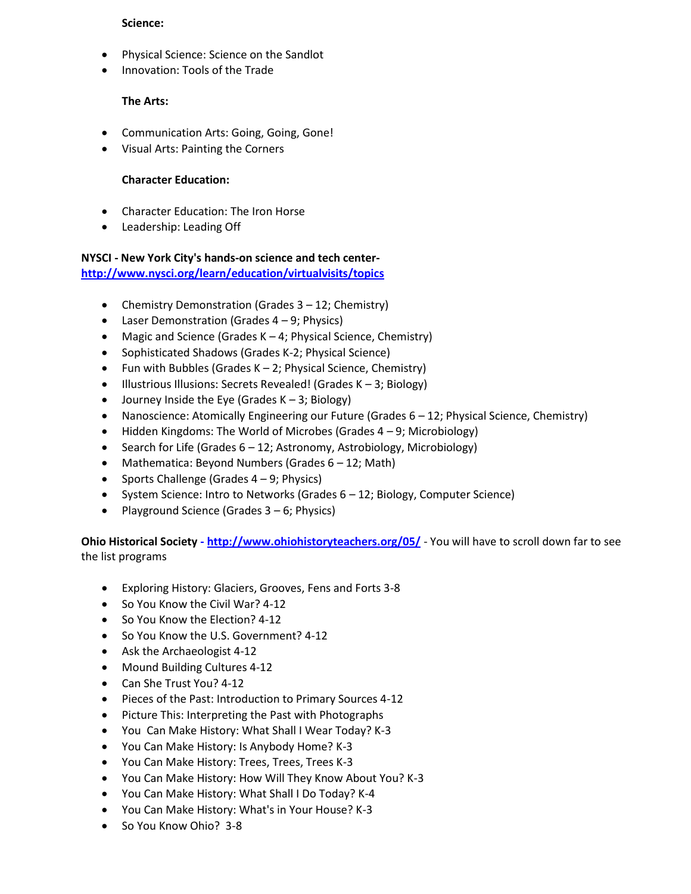**Science:**

- Physical Science: Science on the Sandlot
- Innovation: Tools of the Trade

**The Arts:**

- Communication Arts: Going, Going, Gone!
- Visual Arts: Painting the Corners

**Character Education:**

- Character Education: The Iron Horse
- Leadership: Leading Off

**NYSCI - New York City's hands-on science and tech center-**
**http://www.nysci.org/learn/education/virtualvisits/topics**

- Chemistry Demonstration (Grades 3 – 12; Chemistry)
- Laser Demonstration (Grades 4 – 9; Physics)
- Magic and Science (Grades K – 4; Physical Science, Chemistry)
- Sophisticated Shadows (Grades K-2; Physical Science)
- Fun with Bubbles (Grades K – 2; Physical Science, Chemistry)
- Illustrious Illusions: Secrets Revealed! (Grades K – 3; Biology)
- Journey Inside the Eye (Grades K – 3; Biology)
- Nanoscience: Atomically Engineering our Future (Grades 6 – 12; Physical Science, Chemistry)
- Hidden Kingdoms: The World of Microbes (Grades 4 – 9; Microbiology)
- Search for Life (Grades 6 – 12; Astronomy, Astrobiology, Microbiology)
- Mathematica: Beyond Numbers (Grades 6 – 12; Math)
- Sports Challenge (Grades 4 – 9; Physics)
- System Science: Intro to Networks (Grades 6 – 12; Biology, Computer Science)
- Playground Science (Grades 3 – 6; Physics)

**Ohio Historical Society - http://www.ohiohistoryteachers.org/05/** - You will have to scroll down far to see the list programs

- Exploring History: Glaciers, Grooves, Fens and Forts 3-8
- So You Know the Civil War? 4-12
- So You Know the Election? 4-12
- So You Know the U.S. Government? 4-12
- Ask the Archaeologist 4-12
- Mound Building Cultures 4-12
- Can She Trust You? 4-12
- Pieces of the Past: Introduction to Primary Sources 4-12
- Picture This: Interpreting the Past with Photographs
- You Can Make History: What Shall I Wear Today? K-3
- You Can Make History: Is Anybody Home? K-3
- You Can Make History: Trees, Trees, Trees K-3
- You Can Make History: How Will They Know About You? K-3
- You Can Make History: What Shall I Do Today? K-4
- You Can Make History: What's in Your House? K-3
- So You Know Ohio? 3-8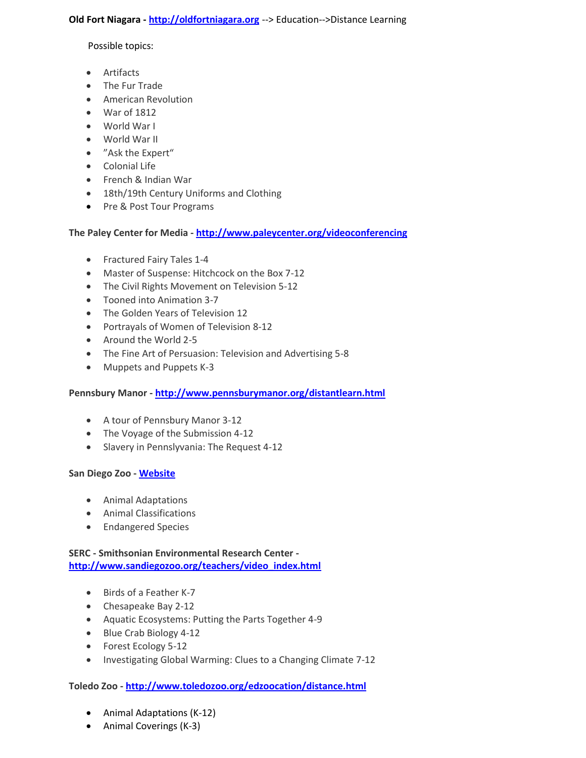**Old Fort Niagara - [http://oldfortniagara.org](http://oldfortniagara.org)** --> Education-->Distance Learning

Possible topics:

- Artifacts
- The Fur Trade
- American Revolution
- War of 1812
- World War I
- World War II
- ”Ask the Expert“
- Colonial Life
- French & Indian War
- 18th/19th Century Uniforms and Clothing
- Pre & Post Tour Programs

**The Paley Center for Media - [http://www.paleycenter.org/videoconferencing](http://www.paleycenter.org/videoconferencing)**

- Fractured Fairy Tales 1-4
- Master of Suspense: Hitchcock on the Box 7-12
- The Civil Rights Movement on Television 5-12
- Tooned into Animation 3-7
- The Golden Years of Television 12
- Portrayals of Women of Television 8-12
- Around the World 2-5
- The Fine Art of Persuasion: Television and Advertising 5-8
- Muppets and Puppets K-3

**Pennsbury Manor - [http://www.pennsburymanor.org/distantlearn.html](http://www.pennsburymanor.org/distantlearn.html)**

- A tour of Pennsbury Manor 3-12
- The Voyage of the Submission 4-12
- Slavery in Pennslyvania: The Request 4-12

**San Diego Zoo - Website**

- Animal Adaptations
- Animal Classifications
- Endangered Species

**SERC - Smithsonian Environmental Research Center - [http://www.sandiegozoo.org/teachers/video_index.html](http://www.sandiegozoo.org/teachers/video_index.html)**

- Birds of a Feather K-7
- Chesapeake Bay 2-12
- Aquatic Ecosystems: Putting the Parts Together 4-9
- Blue Crab Biology 4-12
- Forest Ecology 5-12
- Investigating Global Warming: Clues to a Changing Climate 7-12

**Toledo Zoo - [http://www.toledozoo.org/edzoocation/distance.html](http://www.toledozoo.org/edzoocation/distance.html)**

- Animal Adaptations (K-12)
- Animal Coverings (K-3)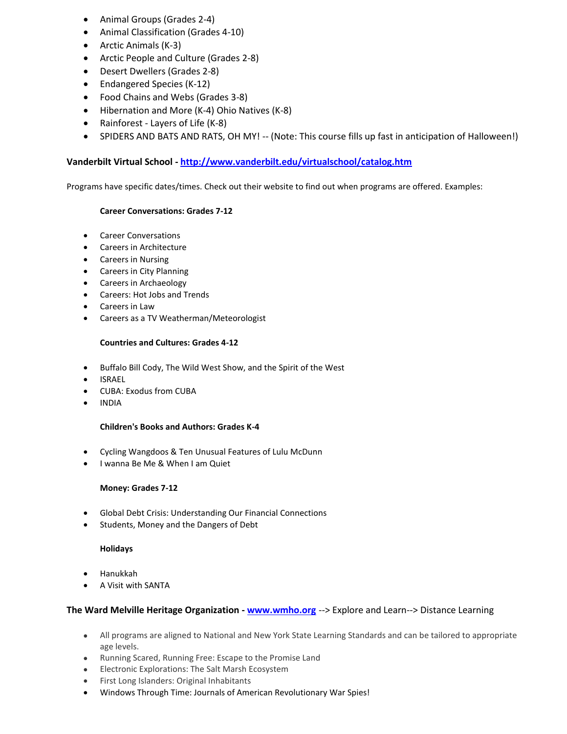- Animal Groups (Grades 2-4)
- Animal Classification (Grades 4-10)
- Arctic Animals (K-3)
- Arctic People and Culture (Grades 2-8)
- Desert Dwellers (Grades 2-8)
- Endangered Species (K-12)
- Food Chains and Webs (Grades 3-8)
- Hibernation and More (K-4) Ohio Natives (K-8)
- Rainforest - Layers of Life (K-8)
- SPIDERS AND BATS AND RATS, OH MY! -- (Note: This course fills up fast in anticipation of Halloween!)

**Vanderbilt Virtual School - [http://www.vanderbilt.edu/virtualschool/catalog.htm](http://www.vanderbilt.edu/virtualschool/catalog.htm)**

Programs have specific dates/times. Check out their website to find out when programs are offered. Examples:

**Career Conversations: Grades 7-12**

- Career Conversations
- Careers in Architecture
- Careers in Nursing
- Careers in City Planning
- Careers in Archaeology
- Careers: Hot Jobs and Trends
- Careers in Law
- Careers as a TV Weatherman/Meteorologist

**Countries and Cultures: Grades 4-12**

- Buffalo Bill Cody, The Wild West Show, and the Spirit of the West
- ISRAEL
- CUBA: Exodus from CUBA
- INDIA

**Children's Books and Authors: Grades K-4**

- Cycling Wangdoos & Ten Unusual Features of Lulu McDunn
- I wanna Be Me & When I am Quiet

**Money: Grades 7-12**

- Global Debt Crisis: Understanding Our Financial Connections
- Students, Money and the Dangers of Debt

**Holidays**

- Hanukkah
- A Visit with SANTA

**The Ward Melville Heritage Organization - [www.wmho.org](www.wmho.org)** --> Explore and Learn--> Distance Learning

- All programs are aligned to National and New York State Learning Standards and can be tailored to appropriate age levels.
- Running Scared, Running Free: Escape to the Promise Land
- Electronic Explorations: The Salt Marsh Ecosystem
- First Long Islanders: Original Inhabitants
- Windows Through Time: Journals of American Revolutionary War Spies!